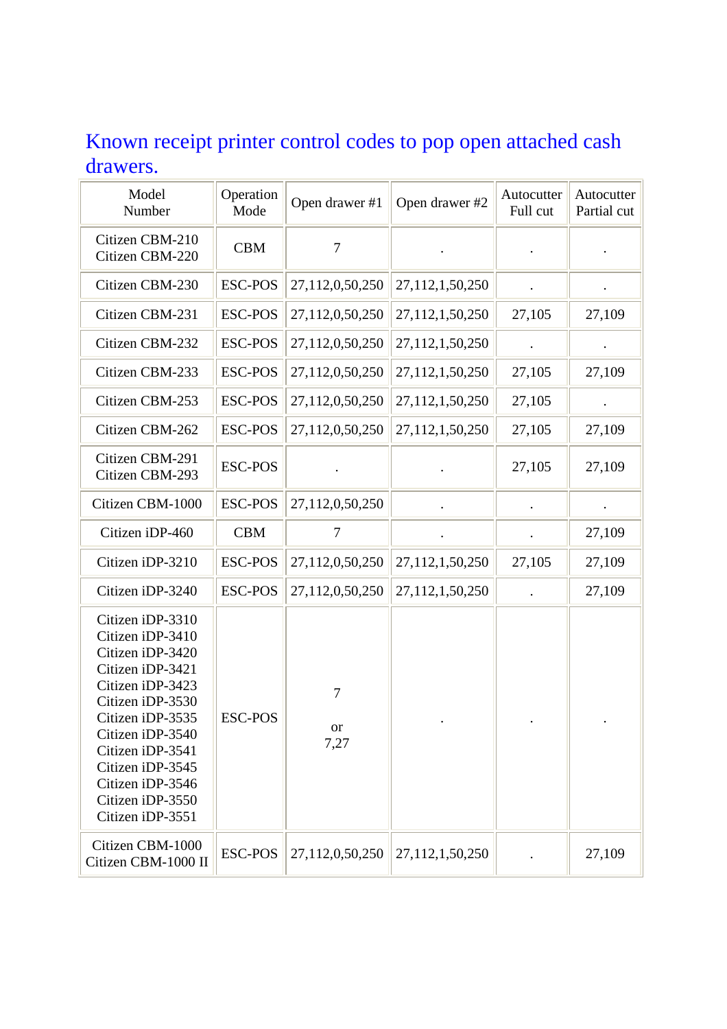# Known receipt printer control codes to pop open attached cash drawers.

| Model Number | Operation Mode | Open drawer #1 | Open drawer #2 | Autocutter Full cut | Autocutter Partial cut |
|---|---|---|---|---|---|
| Citizen CBM-210<br>Citizen CBM-220 | CBM | 7 | . | . | . |
| Citizen CBM-230 | ESC-POS | 27,112,0,50,250 | 27,112,1,50,250 | . | . |
| Citizen CBM-231 | ESC-POS | 27,112,0,50,250 | 27,112,1,50,250 | 27,105 | 27,109 |
| Citizen CBM-232 | ESC-POS | 27,112,0,50,250 | 27,112,1,50,250 | . | . |
| Citizen CBM-233 | ESC-POS | 27,112,0,50,250 | 27,112,1,50,250 | 27,105 | 27,109 |
| Citizen CBM-253 | ESC-POS | 27,112,0,50,250 | 27,112,1,50,250 | 27,105 | . |
| Citizen CBM-262 | ESC-POS | 27,112,0,50,250 | 27,112,1,50,250 | 27,105 | 27,109 |
| Citizen CBM-291<br>Citizen CBM-293 | ESC-POS | . | . | 27,105 | 27,109 |
| Citizen CBM-1000 | ESC-POS | 27,112,0,50,250 | . | . | . |
| Citizen iDP-460 | CBM | 7 | . | . | 27,109 |
| Citizen iDP-3210 | ESC-POS | 27,112,0,50,250 | 27,112,1,50,250 | 27,105 | 27,109 |
| Citizen iDP-3240 | ESC-POS | 27,112,0,50,250 | 27,112,1,50,250 | . | 27,109 |
| Citizen iDP-3310<br>Citizen iDP-3410<br>Citizen iDP-3420<br>Citizen iDP-3421<br>Citizen iDP-3423<br>Citizen iDP-3530<br>Citizen iDP-3535<br>Citizen iDP-3540<br>Citizen iDP-3541<br>Citizen iDP-3545<br>Citizen iDP-3546<br>Citizen iDP-3550<br>Citizen iDP-3551 | ESC-POS | 7<br>or<br>7,27 | . | . | . |
| Citizen CBM-1000<br>Citizen CBM-1000 II | ESC-POS | 27,112,0,50,250 | 27,112,1,50,250 | . | 27,109 |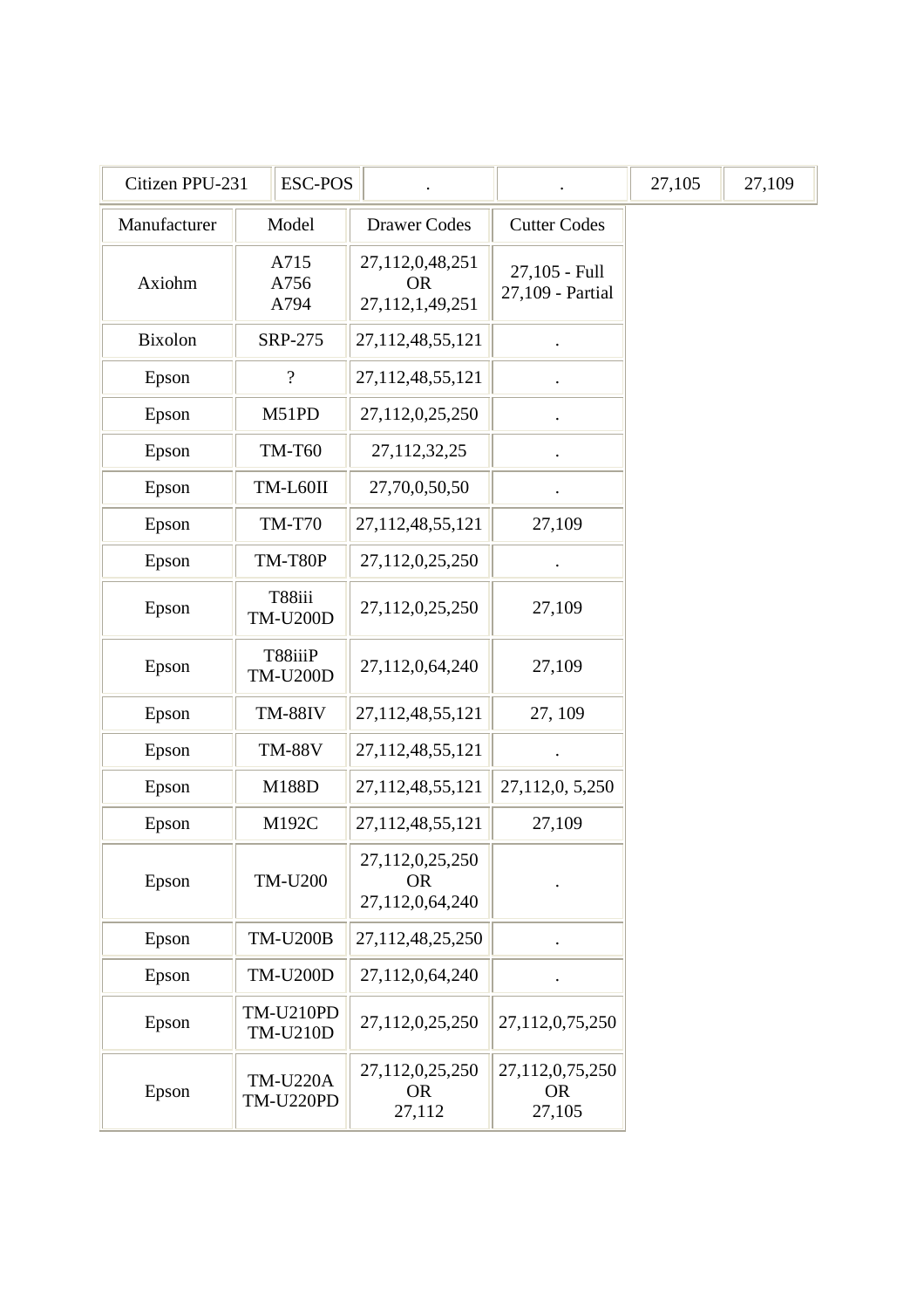| Citizen PPU-231 | ESC-POS | . | . | 27,105 | 27,109 |
|---|---|---|---|---|---|

| Manufacturer | Model | Drawer Codes | Cutter Codes |
|---|---|---|---|
| Axiohm | A715<br>A756<br>A794 | 27,112,0,48,251<br>OR<br>27,112,1,49,251 | 27,105 - Full<br>27,109 - Partial |
| Bixolon | SRP-275 | 27,112,48,55,121 | . |
| Epson | ? | 27,112,48,55,121 | . |
| Epson | M51PD | 27,112,0,25,250 | . |
| Epson | TM-T60 | 27,112,32,25 | . |
| Epson | TM-L60II | 27,70,0,50,50 | . |
| Epson | TM-T70 | 27,112,48,55,121 | 27,109 |
| Epson | TM-T80P | 27,112,0,25,250 | . |
| Epson | T88iii<br>TM-U200D | 27,112,0,25,250 | 27,109 |
| Epson | T88iiiP<br>TM-U200D | 27,112,0,64,240 | 27,109 |
| Epson | TM-88IV | 27,112,48,55,121 | 27, 109 |
| Epson | TM-88V | 27,112,48,55,121 | . |
| Epson | M188D | 27,112,48,55,121 | 27,112,0, 5,250 |
| Epson | M192C | 27,112,48,55,121 | 27,109 |
| Epson | TM-U200 | 27,112,0,25,250<br>OR<br>27,112,0,64,240 | . |
| Epson | TM-U200B | 27,112,48,25,250 | . |
| Epson | TM-U200D | 27,112,0,64,240 | . |
| Epson | TM-U210PD<br>TM-U210D | 27,112,0,25,250 | 27,112,0,75,250 |
| Epson | TM-U220A<br>TM-U220PD | 27,112,0,25,250<br>OR<br>27,112 | 27,112,0,75,250<br>OR<br>27,105 |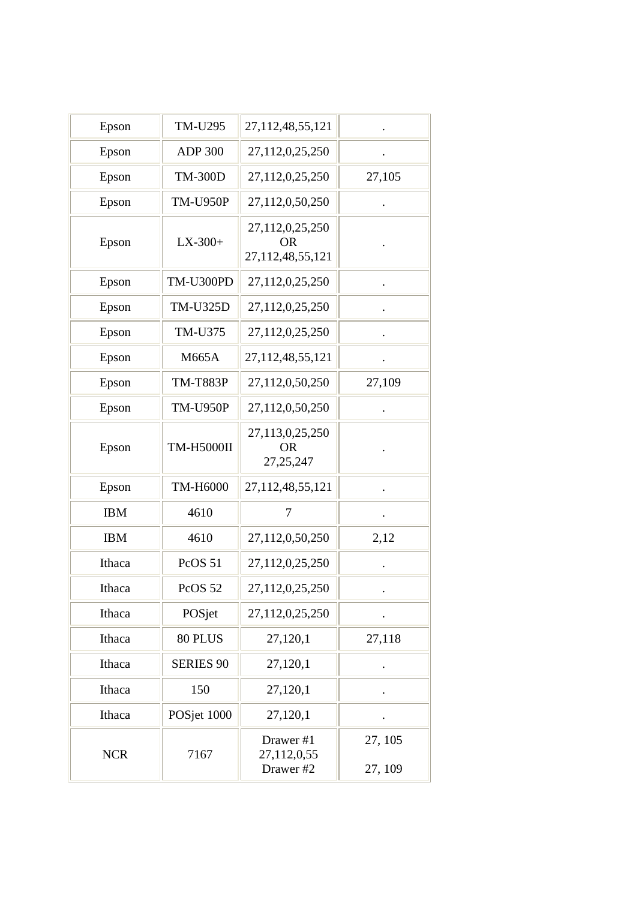| Epson | TM-U295 | 27,112,48,55,121 | . |
|---|---|---|---|
| Epson | ADP 300 | 27,112,0,25,250 | . |
| Epson | TM-300D | 27,112,0,25,250 | 27,105 |
| Epson | TM-U950P | 27,112,0,50,250 | . |
| Epson | LX-300+ | 27,112,0,25,250 OR 27,112,48,55,121 | . |
| Epson | TM-U300PD | 27,112,0,25,250 | . |
| Epson | TM-U325D | 27,112,0,25,250 | . |
| Epson | TM-U375 | 27,112,0,25,250 | . |
| Epson | M665A | 27,112,48,55,121 | . |
| Epson | TM-T883P | 27,112,0,50,250 | 27,109 |
| Epson | TM-U950P | 27,112,0,50,250 | . |
| Epson | TM-H5000II | 27,113,0,25,250 OR 27,25,247 | . |
| Epson | TM-H6000 | 27,112,48,55,121 | . |
| IBM | 4610 | 7 | . |
| IBM | 4610 | 27,112,0,50,250 | 2,12 |
| Ithaca | PcOS 51 | 27,112,0,25,250 | . |
| Ithaca | PcOS 52 | 27,112,0,25,250 | . |
| Ithaca | POSjet | 27,112,0,25,250 | . |
| Ithaca | 80 PLUS | 27,120,1 | 27,118 |
| Ithaca | SERIES 90 | 27,120,1 | . |
| Ithaca | 150 | 27,120,1 | . |
| Ithaca | POSjet 1000 | 27,120,1 | . |
| NCR | 7167 | Drawer #1 27,112,0,55 Drawer #2 | 27, 105 27, 109 |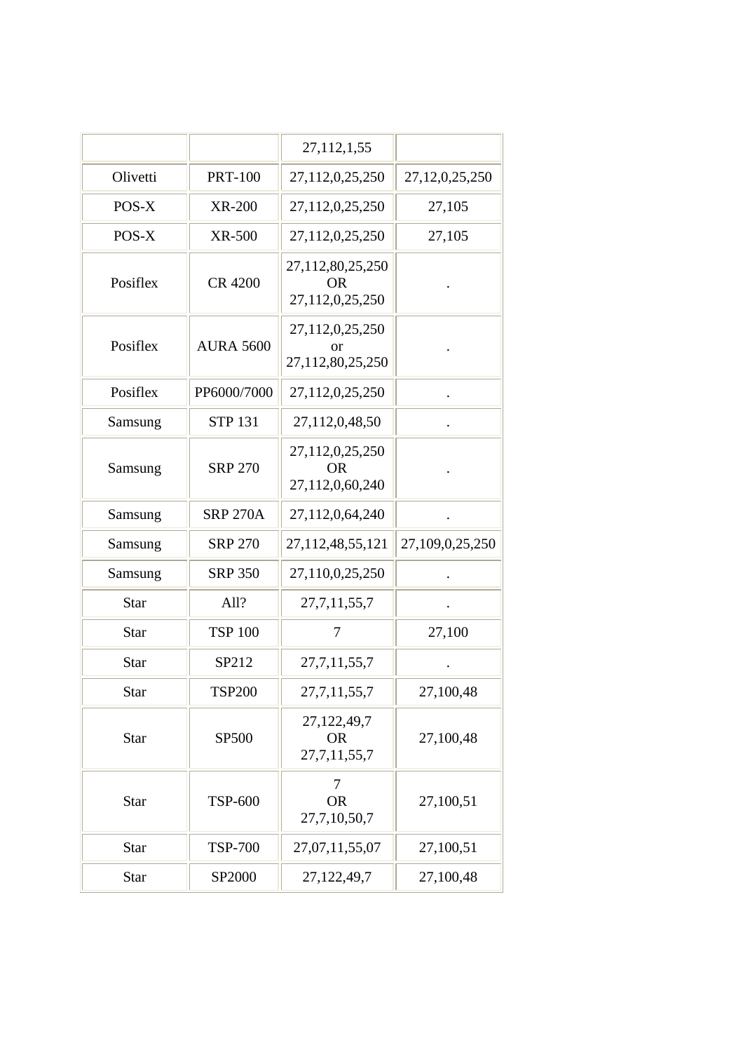| | | 27,112,1,55 | |
|---|---|---|---|
| Olivetti | PRT-100 | 27,112,0,25,250 | 27,12,0,25,250 |
| POS-X | XR-200 | 27,112,0,25,250 | 27,105 |
| POS-X | XR-500 | 27,112,0,25,250 | 27,105 |
| Posiflex | CR 4200 | 27,112,80,25,250 OR 27,112,0,25,250 | . |
| Posiflex | AURA 5600 | 27,112,0,25,250 or 27,112,80,25,250 | . |
| Posiflex | PP6000/7000 | 27,112,0,25,250 | . |
| Samsung | STP 131 | 27,112,0,48,50 | . |
| Samsung | SRP 270 | 27,112,0,25,250 OR 27,112,0,60,240 | . |
| Samsung | SRP 270A | 27,112,0,64,240 | . |
| Samsung | SRP 270 | 27,112,48,55,121 | 27,109,0,25,250 |
| Samsung | SRP 350 | 27,110,0,25,250 | . |
| Star | All? | 27,7,11,55,7 | . |
| Star | TSP 100 | 7 | 27,100 |
| Star | SP212 | 27,7,11,55,7 | . |
| Star | TSP200 | 27,7,11,55,7 | 27,100,48 |
| Star | SP500 | 27,122,49,7 OR 27,7,11,55,7 | 27,100,48 |
| Star | TSP-600 | 7 OR 27,7,10,50,7 | 27,100,51 |
| Star | TSP-700 | 27,07,11,55,07 | 27,100,51 |
| Star | SP2000 | 27,122,49,7 | 27,100,48 |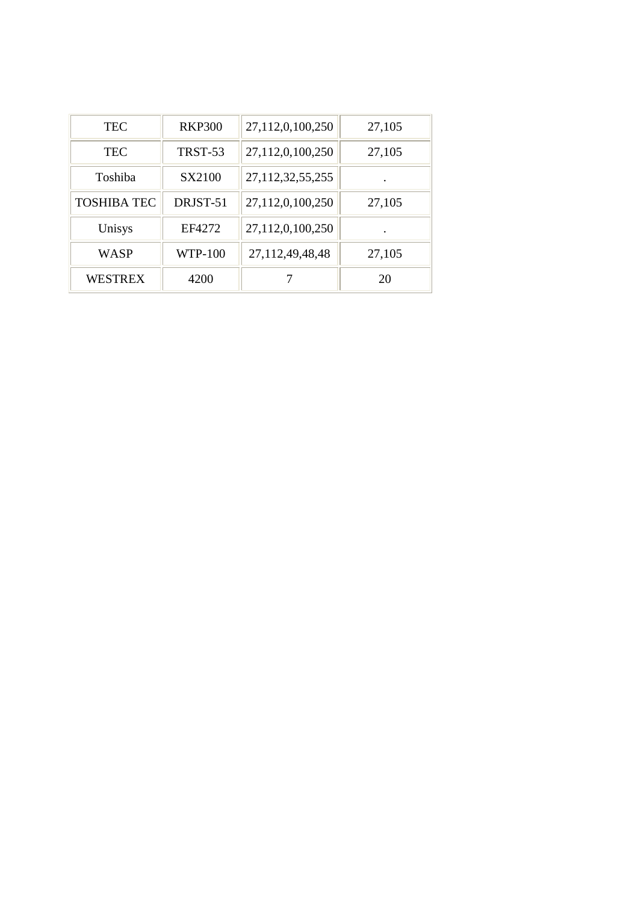| | | | |
|---|---|---|---|
| TEC | RKP300 | 27,112,0,100,250 | 27,105 |
| TEC | TRST-53 | 27,112,0,100,250 | 27,105 |
| Toshiba | SX2100 | 27,112,32,55,255 | . |
| TOSHIBA TEC | DRJST-51 | 27,112,0,100,250 | 27,105 |
| Unisys | EF4272 | 27,112,0,100,250 | . |
| WASP | WTP-100 | 27,112,49,48,48 | 27,105 |
| WESTREX | 4200 | 7 | 20 |